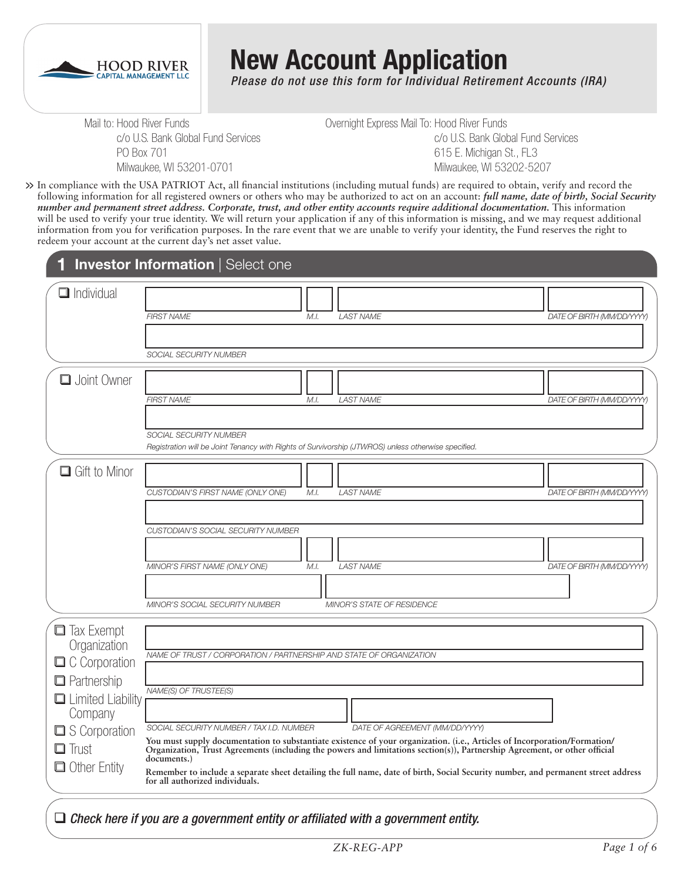HOOD RIVER CAPITAL MANAGEMENT LLC

# New Account Application

***Please do not use this form for Individual Retirement Accounts (IRA)***

Mail to: Hood River Funds
c/o U.S. Bank Global Fund Services
PO Box 701
Milwaukee, WI 53201-0701

Overnight Express Mail To: Hood River Funds
c/o U.S. Bank Global Fund Services
615 E. Michigan St., FL3
Milwaukee, WI 53202-5207

>> In compliance with the USA PATRIOT Act, all financial institutions (including mutual funds) are required to obtain, verify and record the following information for all registered owners or others who may be authorized to act on an account: ***full name, date of birth, Social Security number and permanent street address. Corporate, trust, and other entity accounts require additional documentation.*** This information will be used to verify your true identity. We will return your application if any of this information is missing, and we may request additional information from you for verification purposes. In the rare event that we are unable to verify your identity, the Fund reserves the right to redeem your account at the current day's net asset value.

## 1 Investor Information | Select one

☐ Individual

| FIRST NAME | M.I. | LAST NAME | DATE OF BIRTH (MM/DD/YYYY) |
|---|---|---|---|
| | | | |

SOCIAL SECURITY NUMBER: ____________________

☐ Joint Owner

| FIRST NAME | M.I. | LAST NAME | DATE OF BIRTH (MM/DD/YYYY) |
|---|---|---|---|
| | | | |

SOCIAL SECURITY NUMBER: ____________________

*Registration will be Joint Tenancy with Rights of Survivorship (JTWROS) unless otherwise specified.*

☐ Gift to Minor

| CUSTODIAN'S FIRST NAME (ONLY ONE) | M.I. | LAST NAME | DATE OF BIRTH (MM/DD/YYYY) |
|---|---|---|---|
| | | | |

CUSTODIAN'S SOCIAL SECURITY NUMBER: ____________________

| MINOR'S FIRST NAME (ONLY ONE) | M.I. | LAST NAME | DATE OF BIRTH (MM/DD/YYYY) |
|---|---|---|---|
| | | | |

| MINOR'S SOCIAL SECURITY NUMBER | MINOR'S STATE OF RESIDENCE |
|---|---|
| | |

☐ Tax Exempt Organization
☐ C Corporation
☐ Partnership
☐ Limited Liability Company
☐ S Corporation
☐ Trust
☐ Other Entity

NAME OF TRUST / CORPORATION / PARTNERSHIP AND STATE OF ORGANIZATION: ____________________

NAME(S) OF TRUSTEE(S): ____________________

| SOCIAL SECURITY NUMBER / TAX I.D. NUMBER | DATE OF AGREEMENT (MM/DD/YYYY) |
|---|---|
| | |

**You must supply documentation to substantiate existence of your organization. (i.e., Articles of Incorporation/Formation/Organization, Trust Agreements (including the powers and limitations section(s)), Partnership Agreement, or other official documents.)**

**Remember to include a separate sheet detailing the full name, date of birth, Social Security number, and permanent street address for all authorized individuals.**

☐ ***Check here if you are a government entity or affiliated with a government entity.***

ZK-REG-APP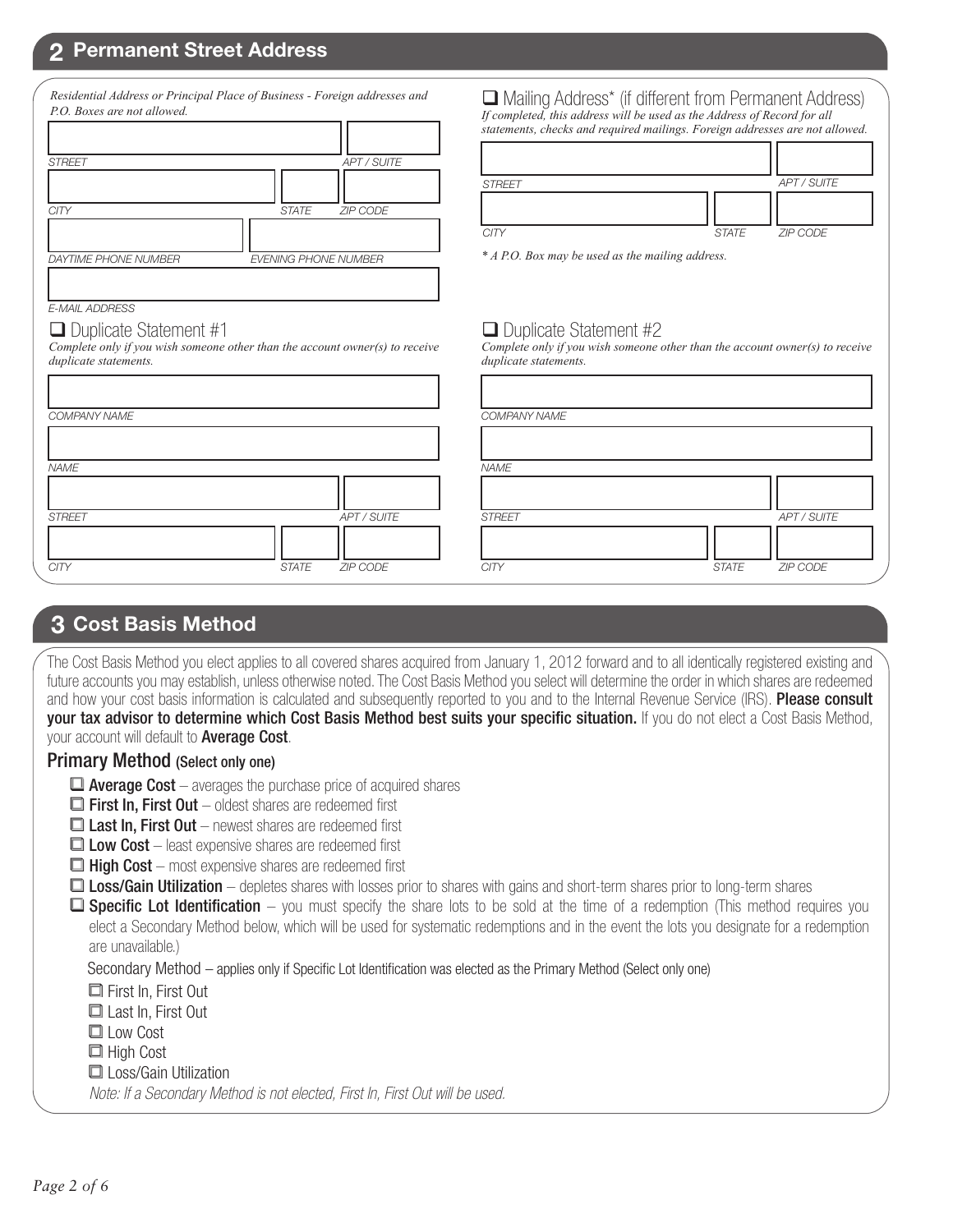## 2 Permanent Street Address

*Residential Address or Principal Place of Business - Foreign addresses and P.O. Boxes are not allowed.*

STREET | APT / SUITE

CITY | STATE | ZIP CODE

DAYTIME PHONE NUMBER | EVENING PHONE NUMBER

E-MAIL ADDRESS

❑ Mailing Address* (if different from Permanent Address)
*If completed, this address will be used as the Address of Record for all statements, checks and required mailings. Foreign addresses are not allowed.*

STREET | APT / SUITE

CITY | STATE | ZIP CODE

*\* A P.O. Box may be used as the mailing address.*

❑ Duplicate Statement #1
*Complete only if you wish someone other than the account owner(s) to receive duplicate statements.*

COMPANY NAME

NAME

STREET | APT / SUITE

CITY | STATE | ZIP CODE

❑ Duplicate Statement #2
*Complete only if you wish someone other than the account owner(s) to receive duplicate statements.*

COMPANY NAME

NAME

STREET | APT / SUITE

CITY | STATE | ZIP CODE

## 3 Cost Basis Method

The Cost Basis Method you elect applies to all covered shares acquired from January 1, 2012 forward and to all identically registered existing and future accounts you may establish, unless otherwise noted. The Cost Basis Method you select will determine the order in which shares are redeemed and how your cost basis information is calculated and subsequently reported to you and to the Internal Revenue Service (IRS). **Please consult your tax advisor to determine which Cost Basis Method best suits your specific situation.** If you do not elect a Cost Basis Method, your account will default to **Average Cost**.

### Primary Method (Select only one)

- ❑ **Average Cost** – averages the purchase price of acquired shares
- ❑ **First In, First Out** – oldest shares are redeemed first
- ❑ **Last In, First Out** – newest shares are redeemed first
- ❑ **Low Cost** – least expensive shares are redeemed first
- ❑ **High Cost** – most expensive shares are redeemed first
- ❑ **Loss/Gain Utilization** – depletes shares with losses prior to shares with gains and short-term shares prior to long-term shares
- ❑ **Specific Lot Identification** – you must specify the share lots to be sold at the time of a redemption (This method requires you elect a Secondary Method below, which will be used for systematic redemptions and in the event the lots you designate for a redemption are unavailable.)

Secondary Method – applies only if Specific Lot Identification was elected as the Primary Method (Select only one)

- ❑ First In, First Out
- ❑ Last In, First Out
- ❑ Low Cost
- ❑ High Cost
- ❑ Loss/Gain Utilization

*Note: If a Secondary Method is not elected, First In, First Out will be used.*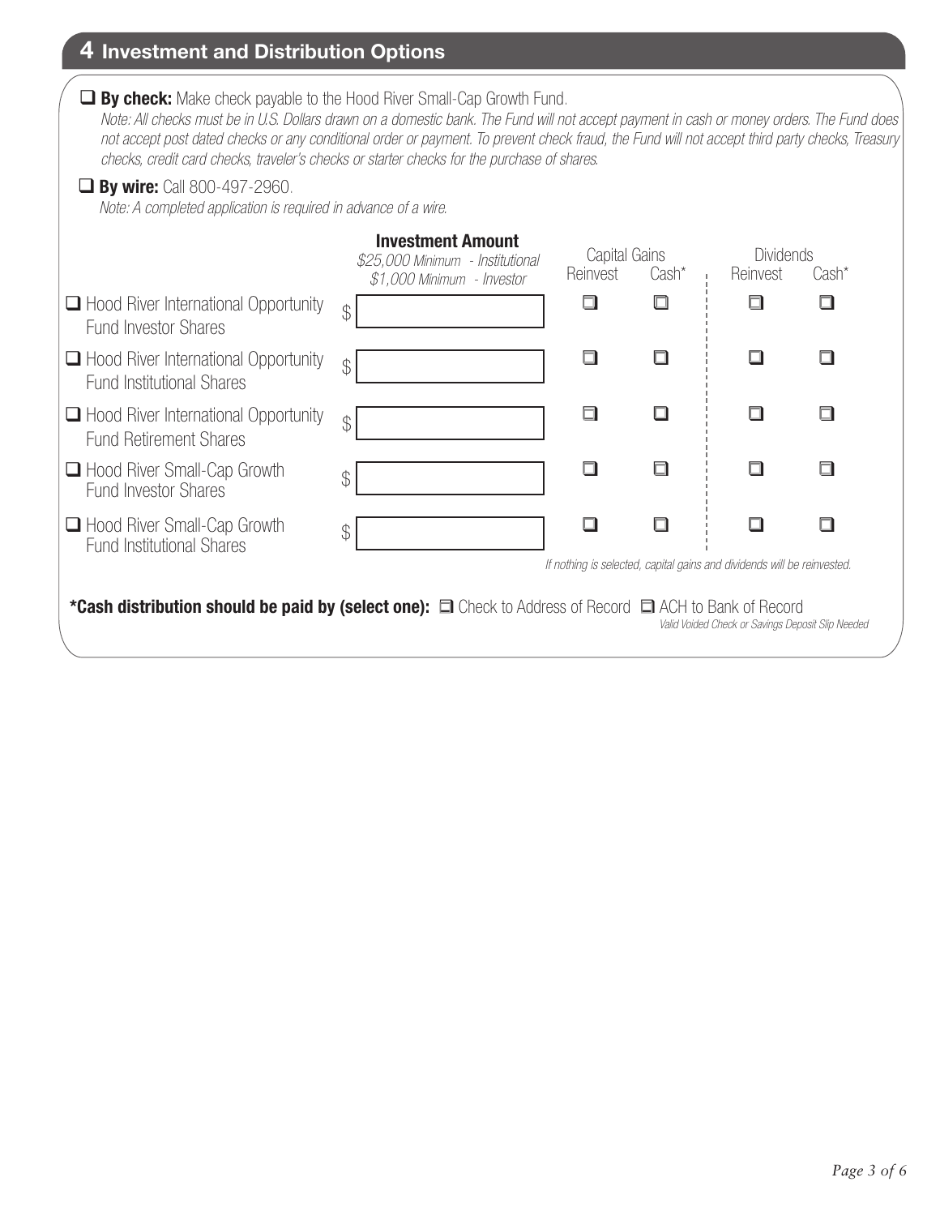## 4 Investment and Distribution Options

☐ **By check:** Make check payable to the Hood River Small-Cap Growth Fund.

*Note: All checks must be in U.S. Dollars drawn on a domestic bank. The Fund will not accept payment in cash or money orders. The Fund does not accept post dated checks or any conditional order or payment. To prevent check fraud, the Fund will not accept third party checks, Treasury checks, credit card checks, traveler's checks or starter checks for the purchase of shares.*

☐ **By wire:** Call 800-497-2960.

*Note: A completed application is required in advance of a wire.*

| | **Investment Amount** *$25,000 Minimum - Institutional* *$1,000 Minimum - Investor* | Capital Gains | | Dividends | |
|---|---|---|---|---|---|
| | | Reinvest | Cash* | Reinvest | Cash* |
| ☐ Hood River International Opportunity Fund Investor Shares | $ | ☐ | ☐ | ☐ | ☐ |
| ☐ Hood River International Opportunity Fund Institutional Shares | $ | ☐ | ☐ | ☐ | ☐ |
| ☐ Hood River International Opportunity Fund Retirement Shares | $ | ☐ | ☐ | ☐ | ☐ |
| ☐ Hood River Small-Cap Growth Fund Investor Shares | $ | ☐ | ☐ | ☐ | ☐ |
| ☐ Hood River Small-Cap Growth Fund Institutional Shares | $ | ☐ | ☐ | ☐ | ☐ |

*If nothing is selected, capital gains and dividends will be reinvested.*

**\*Cash distribution should be paid by (select one):** ☐ Check to Address of Record ☐ ACH to Bank of Record

*Valid Voided Check or Savings Deposit Slip Needed*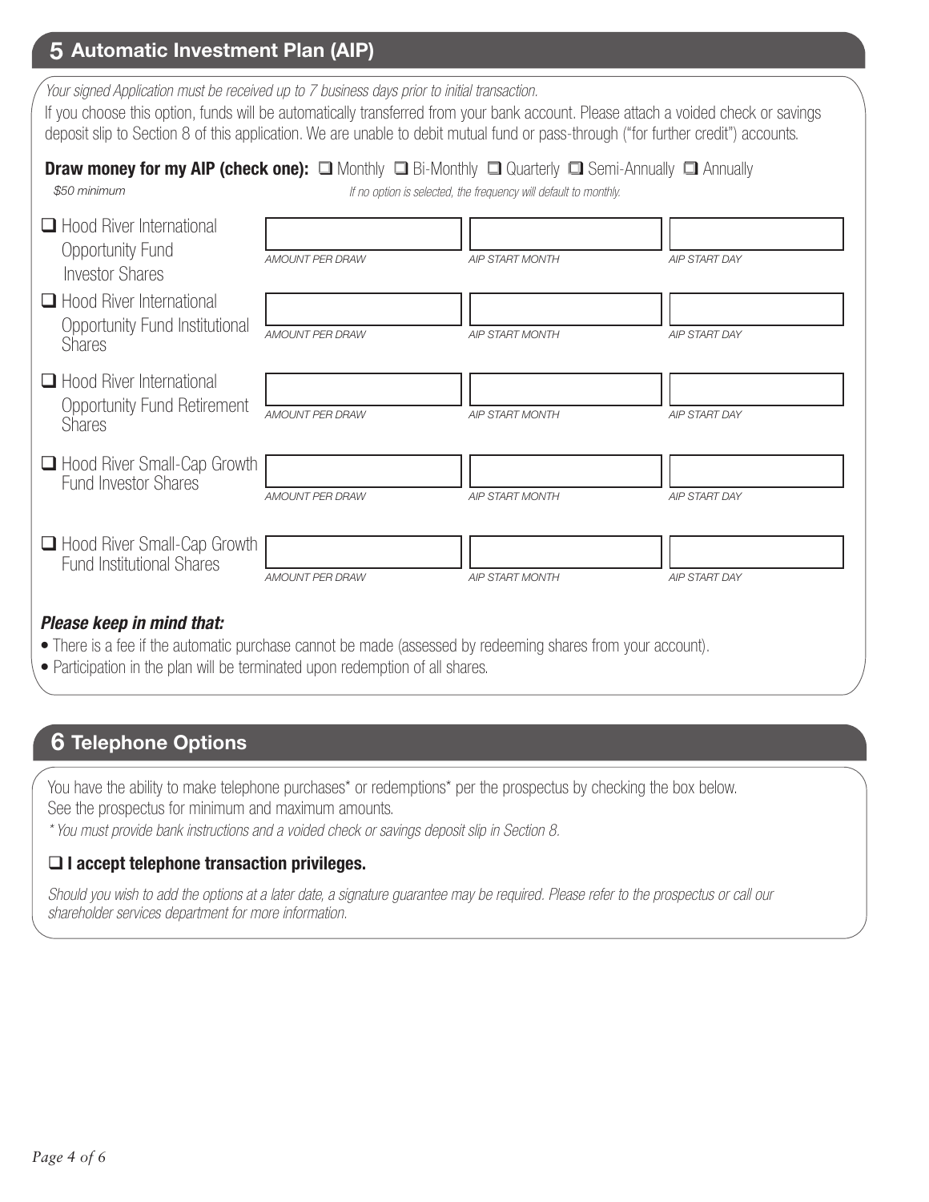## 5 Automatic Investment Plan (AIP)

*Your signed Application must be received up to 7 business days prior to initial transaction.*

If you choose this option, funds will be automatically transferred from your bank account. Please attach a voided check or savings deposit slip to Section 8 of this application. We are unable to debit mutual fund or pass-through ("for further credit") accounts.

**Draw money for my AIP (check one):** ❑ Monthly ❑ Bi-Monthly ❑ Quarterly ❑ Semi-Annually ❑ Annually

*$50 minimum*

*If no option is selected, the frequency will default to monthly.*

| Fund | AMOUNT PER DRAW | AIP START MONTH | AIP START DAY |
|---|---|---|---|
| ❑ Hood River International Opportunity Fund Investor Shares | | | |
| ❑ Hood River International Opportunity Fund Institutional Shares | | | |
| ❑ Hood River International Opportunity Fund Retirement Shares | | | |
| ❑ Hood River Small-Cap Growth Fund Investor Shares | | | |
| ❑ Hood River Small-Cap Growth Fund Institutional Shares | | | |

***Please keep in mind that:***

- There is a fee if the automatic purchase cannot be made (assessed by redeeming shares from your account).
- Participation in the plan will be terminated upon redemption of all shares.

## 6 Telephone Options

You have the ability to make telephone purchases* or redemptions* per the prospectus by checking the box below. See the prospectus for minimum and maximum amounts.

*\* You must provide bank instructions and a voided check or savings deposit slip in Section 8.*

❑ **I accept telephone transaction privileges.**

*Should you wish to add the options at a later date, a signature guarantee may be required. Please refer to the prospectus or call our shareholder services department for more information.*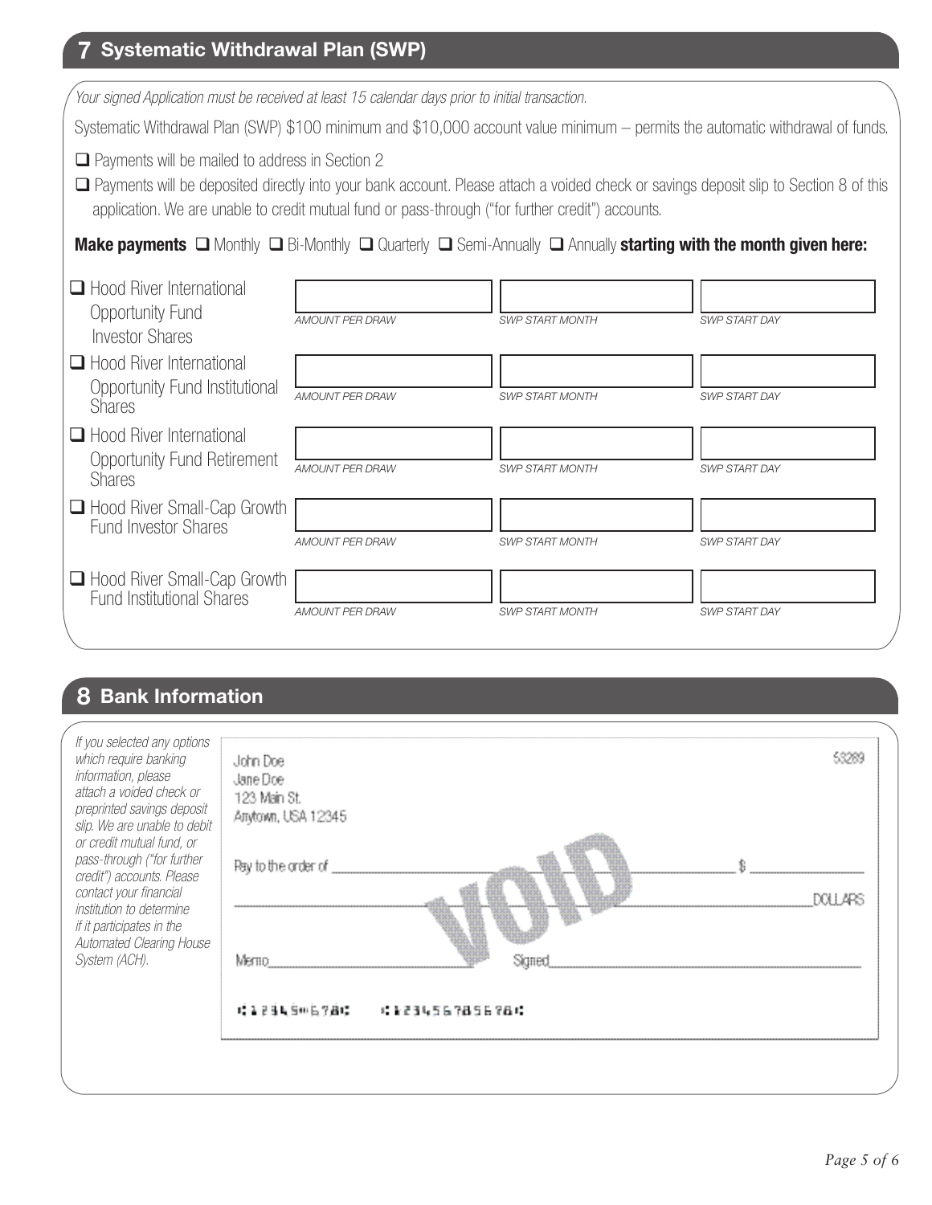## 7 Systematic Withdrawal Plan (SWP)

*Your signed Application must be received at least 15 calendar days prior to initial transaction.*

Systematic Withdrawal Plan (SWP) $100 minimum and $10,000 account value minimum – permits the automatic withdrawal of funds.

- ☐ Payments will be mailed to address in Section 2
- ☐ Payments will be deposited directly into your bank account. Please attach a voided check or savings deposit slip to Section 8 of this application. We are unable to credit mutual fund or pass-through ("for further credit") accounts.

**Make payments** ☐ Monthly ☐ Bi-Monthly ☐ Quarterly ☐ Semi-Annually ☐ Annually **starting with the month given here:**

| Fund | AMOUNT PER DRAW | SWP START MONTH | SWP START DAY |
|---|---|---|---|
| ☐ Hood River International Opportunity Fund Investor Shares | | | |
| ☐ Hood River International Opportunity Fund Institutional Shares | | | |
| ☐ Hood River International Opportunity Fund Retirement Shares | | | |
| ☐ Hood River Small-Cap Growth Fund Investor Shares | | | |
| ☐ Hood River Small-Cap Growth Fund Institutional Shares | | | |

## 8 Bank Information

*If you selected any options which require banking information, please attach a voided check or preprinted savings deposit slip. We are unable to debit or credit mutual fund, or pass-through ("for further credit") accounts. Please contact your financial institution to determine if it participates in the Automated Clearing House System (ACH).*

John Doe
Jane Doe
123 Main St.
Anytown, USA 12345

53289

Pay to the order of ____________________ $ __________

____________________ DOLLARS

VOID

Memo____________________ Signed____________________

⑆123456789⑆ ⑆1234567856789⑆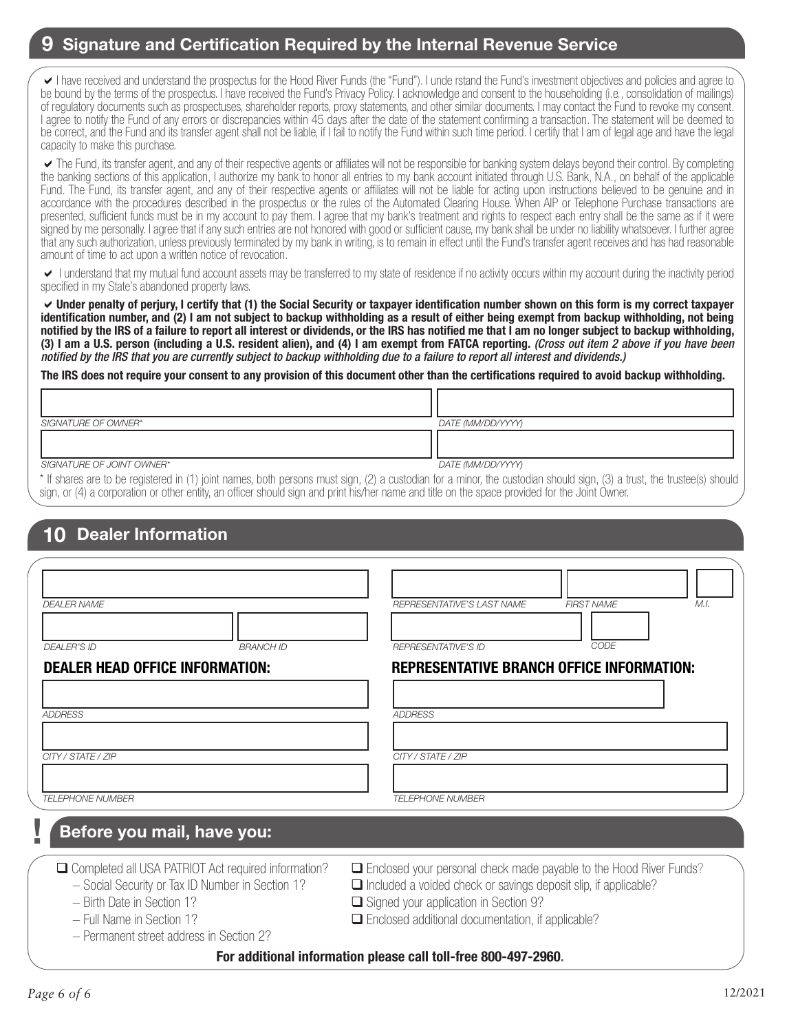## 9 Signature and Certification Required by the Internal Revenue Service

✔ I have received and understand the prospectus for the Hood River Funds (the "Fund"). I unde rstand the Fund's investment objectives and policies and agree to be bound by the terms of the prospectus. I have received the Fund's Privacy Policy. I acknowledge and consent to the householding (i.e., consolidation of mailings) of regulatory documents such as prospectuses, shareholder reports, proxy statements, and other similar documents. I may contact the Fund to revoke my consent. I agree to notify the Fund of any errors or discrepancies within 45 days after the date of the statement confirming a transaction. The statement will be deemed to be correct, and the Fund and its transfer agent shall not be liable, if I fail to notify the Fund within such time period. I certify that I am of legal age and have the legal capacity to make this purchase.

✔ The Fund, its transfer agent, and any of their respective agents or affiliates will not be responsible for banking system delays beyond their control. By completing the banking sections of this application, I authorize my bank to honor all entries to my bank account initiated through U.S. Bank, N.A., on behalf of the applicable Fund. The Fund, its transfer agent, and any of their respective agents or affiliates will not be liable for acting upon instructions believed to be genuine and in accordance with the procedures described in the prospectus or the rules of the Automated Clearing House. When AIP or Telephone Purchase transactions are presented, sufficient funds must be in my account to pay them. I agree that my bank's treatment and rights to respect each entry shall be the same as if it were signed by me personally. I agree that if any such entries are not honored with good or sufficient cause, my bank shall be under no liability whatsoever. I further agree that any such authorization, unless previously terminated by my bank in writing, is to remain in effect until the Fund's transfer agent receives and has had reasonable amount of time to act upon a written notice of revocation.

✔ I understand that my mutual fund account assets may be transferred to my state of residence if no activity occurs within my account during the inactivity period specified in my State's abandoned property laws.

✔ **Under penalty of perjury, I certify that (1) the Social Security or taxpayer identification number shown on this form is my correct taxpayer identification number, and (2) I am not subject to backup withholding as a result of either being exempt from backup withholding, not being notified by the IRS of a failure to report all interest or dividends, or the IRS has notified me that I am no longer subject to backup withholding, (3) I am a U.S. person (including a U.S. resident alien), and (4) I am exempt from FATCA reporting.** ***(Cross out item 2 above if you have been notified by the IRS that you are currently subject to backup withholding due to a failure to report all interest and dividends.)***

**The IRS does not require your consent to any provision of this document other than the certifications required to avoid backup withholding.**

*SIGNATURE OF OWNER** | *DATE (MM/DD/YYYY)*

*SIGNATURE OF JOINT OWNER** | *DATE (MM/DD/YYYY)*

\* If shares are to be registered in (1) joint names, both persons must sign, (2) a custodian for a minor, the custodian should sign, (3) a trust, the trustee(s) should sign, or (4) a corporation or other entity, an officer should sign and print his/her name and title on the space provided for the Joint Owner.

## 10 Dealer Information

*DEALER NAME*

*DEALER'S ID* | *BRANCH ID*

*REPRESENTATIVE'S LAST NAME* | *FIRST NAME* | *M.I.*

*REPRESENTATIVE'S ID* | *CODE*

**DEALER HEAD OFFICE INFORMATION:**

*ADDRESS*

*CITY / STATE / ZIP*

*TELEPHONE NUMBER*

**REPRESENTATIVE BRANCH OFFICE INFORMATION:**

*ADDRESS*

*CITY / STATE / ZIP*

*TELEPHONE NUMBER*

## ! Before you mail, have you:

- ❑ Completed all USA PATRIOT Act required information?
  - Social Security or Tax ID Number in Section 1?
  - Birth Date in Section 1?
  - Full Name in Section 1?
  - Permanent street address in Section 2?
- ❑ Enclosed your personal check made payable to the Hood River Funds?
- ❑ Included a voided check or savings deposit slip, if applicable?
- ❑ Signed your application in Section 9?
- ❑ Enclosed additional documentation, if applicable?

**For additional information please call toll-free 800-497-2960.**

12/2021